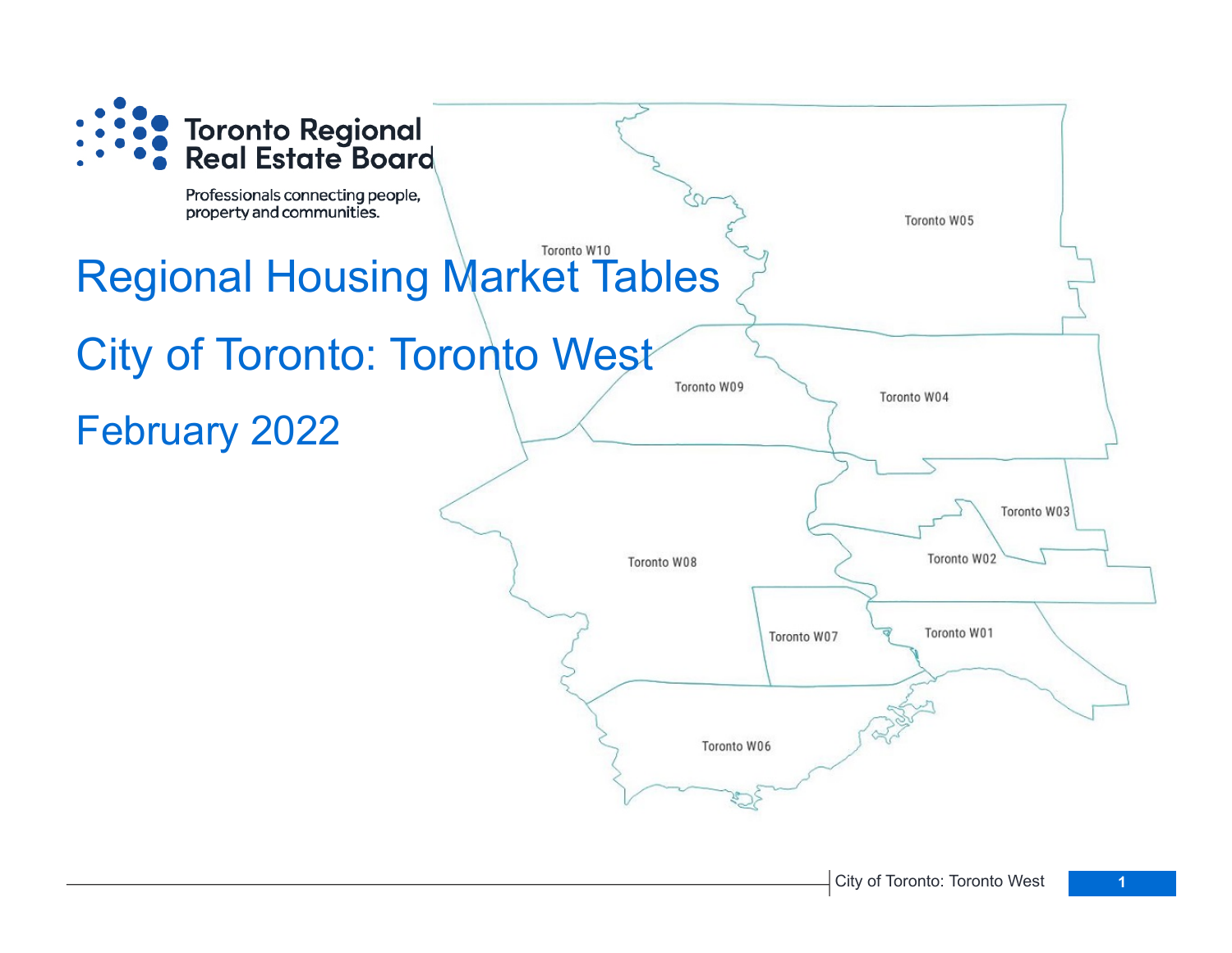Toronto Regional Real Estate Board

Professionals connecting people, property and communities.

# Regional Housing Market Tables

## City of Toronto: Toronto West

## February 2022

Toronto W10

Toronto W05

Toronto W09

Toronto W04

Toronto W03

Toronto W02

Toronto W08

Toronto W07

Toronto W01

Toronto W06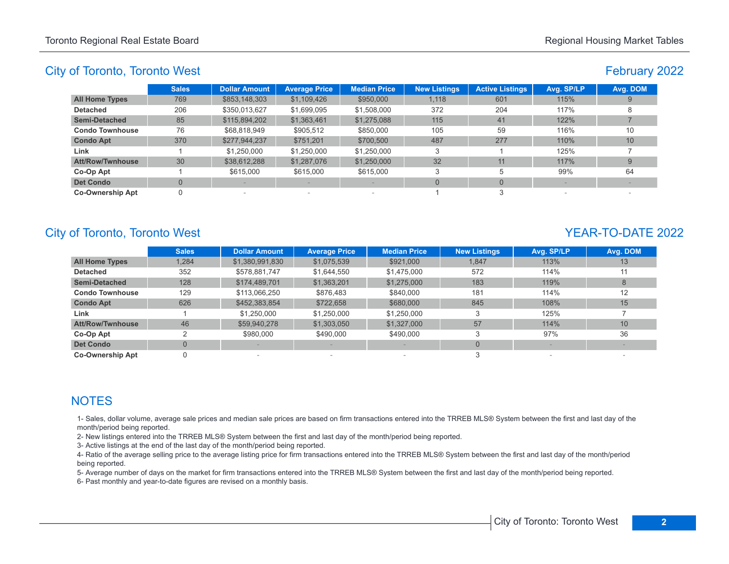## City of Toronto, Toronto West

## February 2022

| | Sales | Dollar Amount | Average Price | Median Price | New Listings | Active Listings | Avg. SP/LP | Avg. DOM |
|---|---|---|---|---|---|---|---|---|
| **All Home Types** | 769 | $853,148,303 | $1,109,426 | $950,000 | 1,118 | 601 | 115% | 9 |
| **Detached** | 206 | $350,013,627 | $1,699,095 | $1,508,000 | 372 | 204 | 117% | 8 |
| **Semi-Detached** | 85 | $115,894,202 | $1,363,461 | $1,275,088 | 115 | 41 | 122% | 7 |
| **Condo Townhouse** | 76 | $68,818,949 | $905,512 | $850,000 | 105 | 59 | 116% | 10 |
| **Condo Apt** | 370 | $277,944,237 | $751,201 | $700,500 | 487 | 277 | 110% | 10 |
| **Link** | 1 | $1,250,000 | $1,250,000 | $1,250,000 | 3 | 1 | 125% | 7 |
| **Att/Row/Twnhouse** | 30 | $38,612,288 | $1,287,076 | $1,250,000 | 32 | 11 | 117% | 9 |
| **Co-Op Apt** | 1 | $615,000 | $615,000 | $615,000 | 3 | 5 | 99% | 64 |
| **Det Condo** | 0 | - | - | - | 0 | 0 | - | - |
| **Co-Ownership Apt** | 0 | - | - | - | 1 | 3 | - | - |

## City of Toronto, Toronto West

## YEAR-TO-DATE 2022

| | Sales | Dollar Amount | Average Price | Median Price | New Listings | Avg. SP/LP | Avg. DOM |
|---|---|---|---|---|---|---|---|
| **All Home Types** | 1,284 | $1,380,991,830 | $1,075,539 | $921,000 | 1,847 | 113% | 13 |
| **Detached** | 352 | $578,881,747 | $1,644,550 | $1,475,000 | 572 | 114% | 11 |
| **Semi-Detached** | 128 | $174,489,701 | $1,363,201 | $1,275,000 | 183 | 119% | 8 |
| **Condo Townhouse** | 129 | $113,066,250 | $876,483 | $840,000 | 181 | 114% | 12 |
| **Condo Apt** | 626 | $452,383,854 | $722,658 | $680,000 | 845 | 108% | 15 |
| **Link** | 1 | $1,250,000 | $1,250,000 | $1,250,000 | 3 | 125% | 7 |
| **Att/Row/Twnhouse** | 46 | $59,940,278 | $1,303,050 | $1,327,000 | 57 | 114% | 10 |
| **Co-Op Apt** | 2 | $980,000 | $490,000 | $490,000 | 3 | 97% | 36 |
| **Det Condo** | 0 | - | - | - | 0 | - | - |
| **Co-Ownership Apt** | 0 | - | - | - | 3 | - | - |

## NOTES

1- Sales, dollar volume, average sale prices and median sale prices are based on firm transactions entered into the TRREB MLS® System between the first and last day of the month/period being reported.

2- New listings entered into the TRREB MLS® System between the first and last day of the month/period being reported.

3- Active listings at the end of the last day of the month/period being reported.

4- Ratio of the average selling price to the average listing price for firm transactions entered into the TRREB MLS® System between the first and last day of the month/period being reported.

5- Average number of days on the market for firm transactions entered into the TRREB MLS® System between the first and last day of the month/period being reported.

6- Past monthly and year-to-date figures are revised on a monthly basis.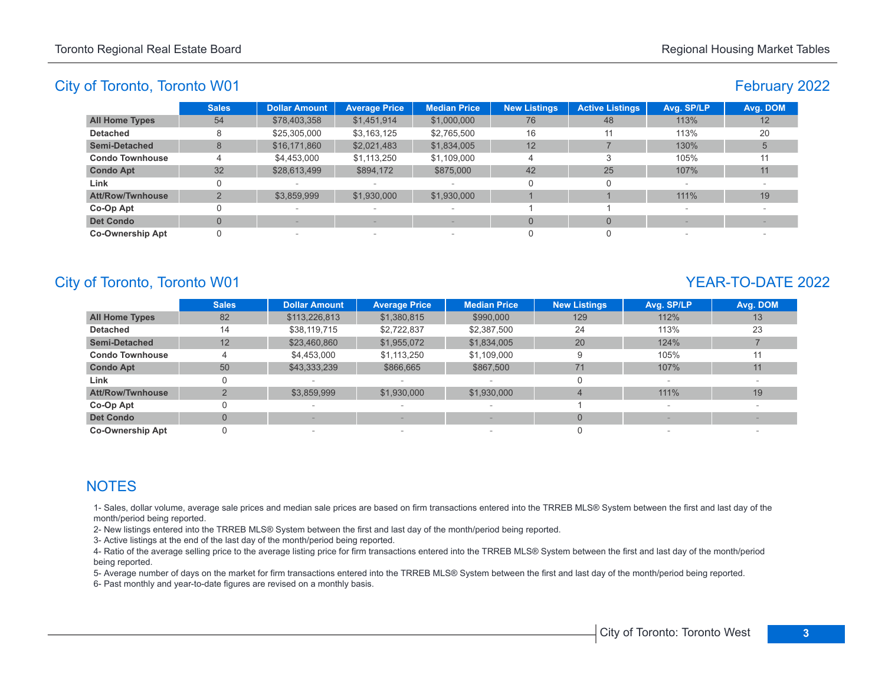## City of Toronto, Toronto W01

### February 2022

| | Sales | Dollar Amount | Average Price | Median Price | New Listings | Active Listings | Avg. SP/LP | Avg. DOM |
|---|---|---|---|---|---|---|---|---|
| **All Home Types** | 54 | $78,403,358 | $1,451,914 | $1,000,000 | 76 | 48 | 113% | 12 |
| **Detached** | 8 | $25,305,000 | $3,163,125 | $2,765,500 | 16 | 11 | 113% | 20 |
| **Semi-Detached** | 8 | $16,171,860 | $2,021,483 | $1,834,005 | 12 | 7 | 130% | 5 |
| **Condo Townhouse** | 4 | $4,453,000 | $1,113,250 | $1,109,000 | 4 | 3 | 105% | 11 |
| **Condo Apt** | 32 | $28,613,499 | $894,172 | $875,000 | 42 | 25 | 107% | 11 |
| **Link** | 0 | - | - | - | 0 | 0 | - | - |
| **Att/Row/Twnhouse** | 2 | $3,859,999 | $1,930,000 | $1,930,000 | 1 | 1 | 111% | 19 |
| **Co-Op Apt** | 0 | - | - | - | 1 | 1 | - | - |
| **Det Condo** | 0 | - | - | - | 0 | 0 | - | - |
| **Co-Ownership Apt** | 0 | - | - | - | 0 | 0 | - | - |

## City of Toronto, Toronto W01

### YEAR-TO-DATE 2022

| | Sales | Dollar Amount | Average Price | Median Price | New Listings | Avg. SP/LP | Avg. DOM |
|---|---|---|---|---|---|---|---|
| **All Home Types** | 82 | $113,226,813 | $1,380,815 | $990,000 | 129 | 112% | 13 |
| **Detached** | 14 | $38,119,715 | $2,722,837 | $2,387,500 | 24 | 113% | 23 |
| **Semi-Detached** | 12 | $23,460,860 | $1,955,072 | $1,834,005 | 20 | 124% | 7 |
| **Condo Townhouse** | 4 | $4,453,000 | $1,113,250 | $1,109,000 | 9 | 105% | 11 |
| **Condo Apt** | 50 | $43,333,239 | $866,665 | $867,500 | 71 | 107% | 11 |
| **Link** | 0 | - | - | - | 0 | - | - |
| **Att/Row/Twnhouse** | 2 | $3,859,999 | $1,930,000 | $1,930,000 | 4 | 111% | 19 |
| **Co-Op Apt** | 0 | - | - | - | 1 | - | - |
| **Det Condo** | 0 | - | - | - | 0 | - | - |
| **Co-Ownership Apt** | 0 | - | - | - | 0 | - | - |

## NOTES

1- Sales, dollar volume, average sale prices and median sale prices are based on firm transactions entered into the TRREB MLS® System between the first and last day of the month/period being reported.
2- New listings entered into the TRREB MLS® System between the first and last day of the month/period being reported.
3- Active listings at the end of the last day of the month/period being reported.
4- Ratio of the average selling price to the average listing price for firm transactions entered into the TRREB MLS® System between the first and last day of the month/period being reported.
5- Average number of days on the market for firm transactions entered into the TRREB MLS® System between the first and last day of the month/period being reported.
6- Past monthly and year-to-date figures are revised on a monthly basis.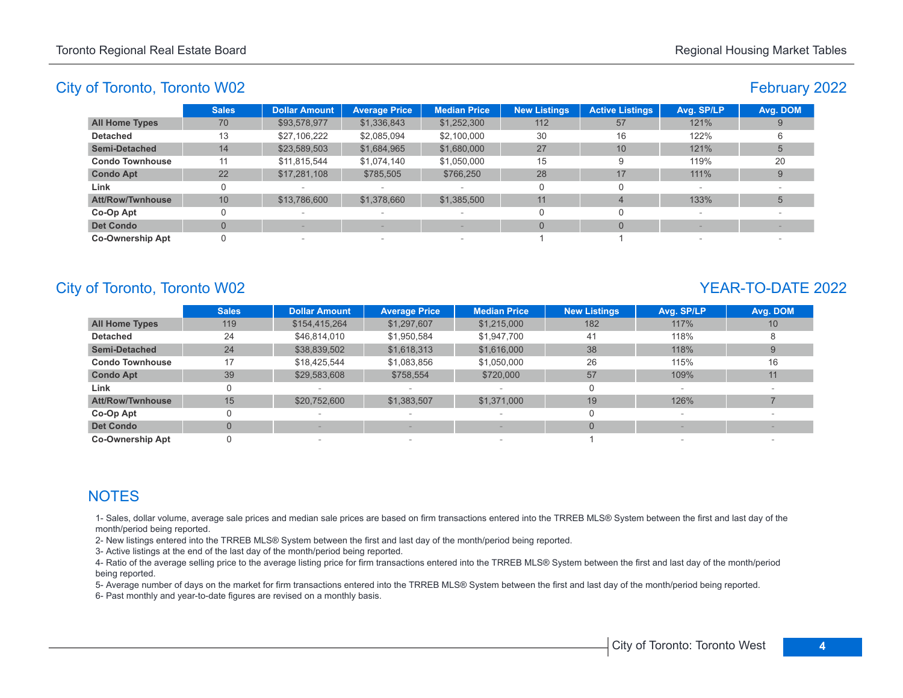## City of Toronto, Toronto W02

### February 2022

| | Sales | Dollar Amount | Average Price | Median Price | New Listings | Active Listings | Avg. SP/LP | Avg. DOM |
|---|---|---|---|---|---|---|---|---|
| **All Home Types** | 70 | $93,578,977 | $1,336,843 | $1,252,300 | 112 | 57 | 121% | 9 |
| **Detached** | 13 | $27,106,222 | $2,085,094 | $2,100,000 | 30 | 16 | 122% | 6 |
| **Semi-Detached** | 14 | $23,589,503 | $1,684,965 | $1,680,000 | 27 | 10 | 121% | 5 |
| **Condo Townhouse** | 11 | $11,815,544 | $1,074,140 | $1,050,000 | 15 | 9 | 119% | 20 |
| **Condo Apt** | 22 | $17,281,108 | $785,505 | $766,250 | 28 | 17 | 111% | 9 |
| **Link** | 0 | - | - | - | 0 | 0 | - | - |
| **Att/Row/Twnhouse** | 10 | $13,786,600 | $1,378,660 | $1,385,500 | 11 | 4 | 133% | 5 |
| **Co-Op Apt** | 0 | - | - | - | 0 | 0 | - | - |
| **Det Condo** | 0 | - | - | - | 0 | 0 | - | - |
| **Co-Ownership Apt** | 0 | - | - | - | 1 | 1 | - | - |

## City of Toronto, Toronto W02

### YEAR-TO-DATE 2022

| | Sales | Dollar Amount | Average Price | Median Price | New Listings | Avg. SP/LP | Avg. DOM |
|---|---|---|---|---|---|---|---|
| **All Home Types** | 119 | $154,415,264 | $1,297,607 | $1,215,000 | 182 | 117% | 10 |
| **Detached** | 24 | $46,814,010 | $1,950,584 | $1,947,700 | 41 | 118% | 8 |
| **Semi-Detached** | 24 | $38,839,502 | $1,618,313 | $1,616,000 | 38 | 118% | 9 |
| **Condo Townhouse** | 17 | $18,425,544 | $1,083,856 | $1,050,000 | 26 | 115% | 16 |
| **Condo Apt** | 39 | $29,583,608 | $758,554 | $720,000 | 57 | 109% | 11 |
| **Link** | 0 | - | - | - | 0 | - | - |
| **Att/Row/Twnhouse** | 15 | $20,752,600 | $1,383,507 | $1,371,000 | 19 | 126% | 7 |
| **Co-Op Apt** | 0 | - | - | - | 0 | - | - |
| **Det Condo** | 0 | - | - | - | 0 | - | - |
| **Co-Ownership Apt** | 0 | - | - | - | 1 | - | - |

## NOTES

1- Sales, dollar volume, average sale prices and median sale prices are based on firm transactions entered into the TRREB MLS® System between the first and last day of the month/period being reported.

2- New listings entered into the TRREB MLS® System between the first and last day of the month/period being reported.

3- Active listings at the end of the last day of the month/period being reported.

4- Ratio of the average selling price to the average listing price for firm transactions entered into the TRREB MLS® System between the first and last day of the month/period being reported.

5- Average number of days on the market for firm transactions entered into the TRREB MLS® System between the first and last day of the month/period being reported.

6- Past monthly and year-to-date figures are revised on a monthly basis.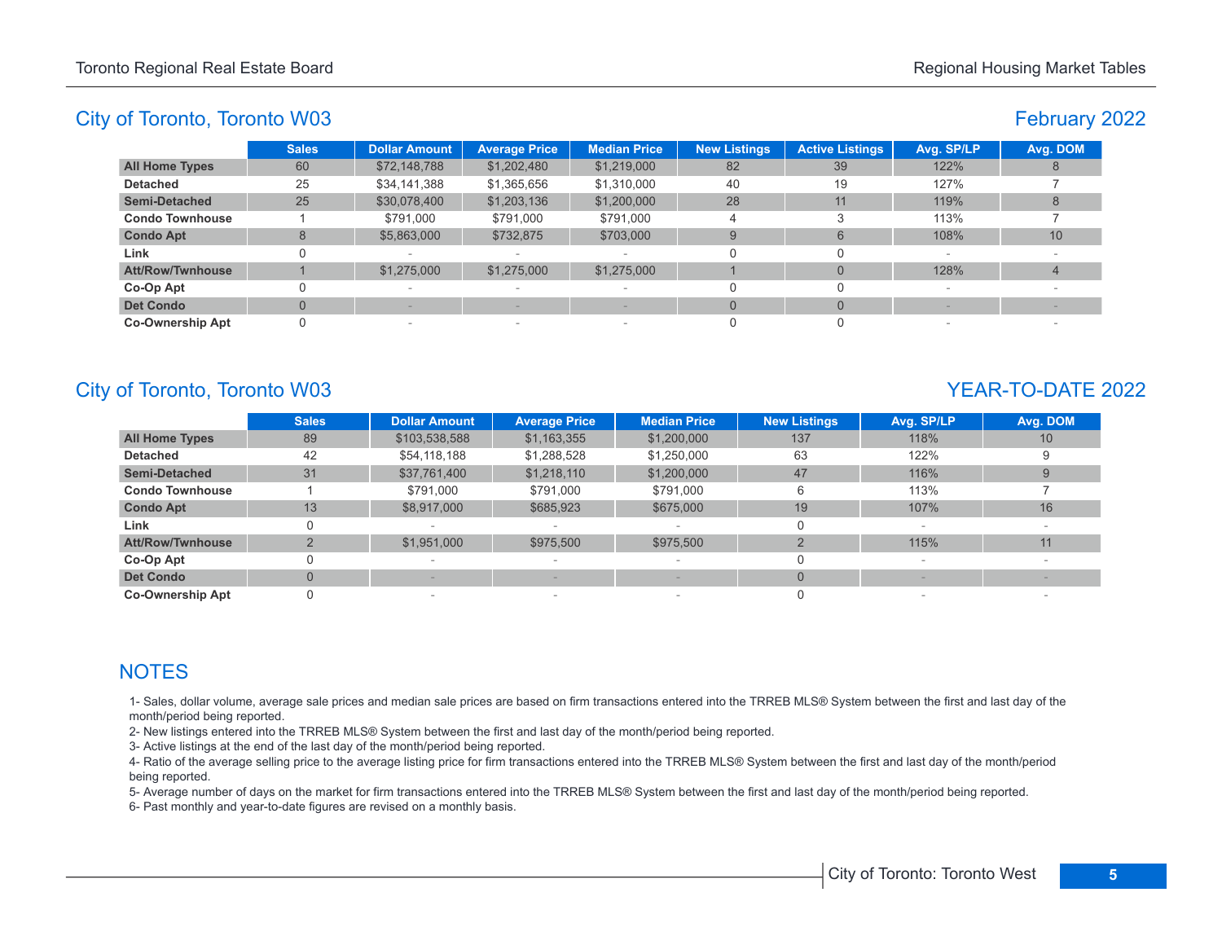## City of Toronto, Toronto W03

## February 2022

| | Sales | Dollar Amount | Average Price | Median Price | New Listings | Active Listings | Avg. SP/LP | Avg. DOM |
|---|---|---|---|---|---|---|---|---|
| **All Home Types** | 60 | $72,148,788 | $1,202,480 | $1,219,000 | 82 | 39 | 122% | 8 |
| **Detached** | 25 | $34,141,388 | $1,365,656 | $1,310,000 | 40 | 19 | 127% | 7 |
| **Semi-Detached** | 25 | $30,078,400 | $1,203,136 | $1,200,000 | 28 | 11 | 119% | 8 |
| **Condo Townhouse** | 1 | $791,000 | $791,000 | $791,000 | 4 | 3 | 113% | 7 |
| **Condo Apt** | 8 | $5,863,000 | $732,875 | $703,000 | 9 | 6 | 108% | 10 |
| **Link** | 0 | - | - | - | 0 | 0 | - | - |
| **Att/Row/Twnhouse** | 1 | $1,275,000 | $1,275,000 | $1,275,000 | 1 | 0 | 128% | 4 |
| **Co-Op Apt** | 0 | - | - | - | 0 | 0 | - | - |
| **Det Condo** | 0 | - | - | - | 0 | 0 | - | - |
| **Co-Ownership Apt** | 0 | - | - | - | 0 | 0 | - | - |

## City of Toronto, Toronto W03

## YEAR-TO-DATE 2022

| | Sales | Dollar Amount | Average Price | Median Price | New Listings | Avg. SP/LP | Avg. DOM |
|---|---|---|---|---|---|---|---|
| **All Home Types** | 89 | $103,538,588 | $1,163,355 | $1,200,000 | 137 | 118% | 10 |
| **Detached** | 42 | $54,118,188 | $1,288,528 | $1,250,000 | 63 | 122% | 9 |
| **Semi-Detached** | 31 | $37,761,400 | $1,218,110 | $1,200,000 | 47 | 116% | 9 |
| **Condo Townhouse** | 1 | $791,000 | $791,000 | $791,000 | 6 | 113% | 7 |
| **Condo Apt** | 13 | $8,917,000 | $685,923 | $675,000 | 19 | 107% | 16 |
| **Link** | 0 | - | - | - | 0 | - | - |
| **Att/Row/Twnhouse** | 2 | $1,951,000 | $975,500 | $975,500 | 2 | 115% | 11 |
| **Co-Op Apt** | 0 | - | - | - | 0 | - | - |
| **Det Condo** | 0 | - | - | - | 0 | - | - |
| **Co-Ownership Apt** | 0 | - | - | - | 0 | - | - |

## NOTES

1- Sales, dollar volume, average sale prices and median sale prices are based on firm transactions entered into the TRREB MLS® System between the first and last day of the month/period being reported.

2- New listings entered into the TRREB MLS® System between the first and last day of the month/period being reported.

3- Active listings at the end of the last day of the month/period being reported.

4- Ratio of the average selling price to the average listing price for firm transactions entered into the TRREB MLS® System between the first and last day of the month/period being reported.

5- Average number of days on the market for firm transactions entered into the TRREB MLS® System between the first and last day of the month/period being reported.

6- Past monthly and year-to-date figures are revised on a monthly basis.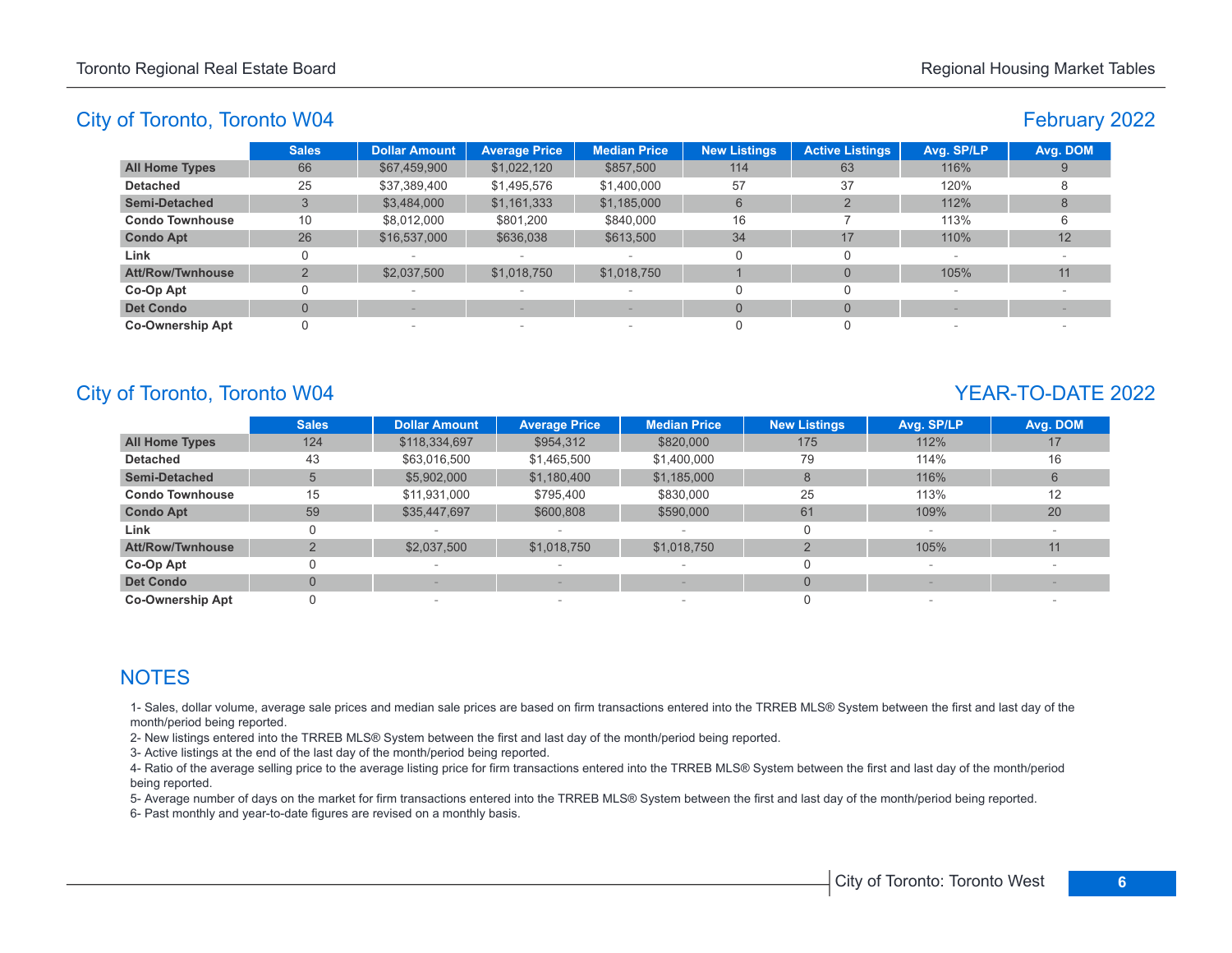## City of Toronto, Toronto W04

## February 2022

| | Sales | Dollar Amount | Average Price | Median Price | New Listings | Active Listings | Avg. SP/LP | Avg. DOM |
|---|---|---|---|---|---|---|---|---|
| **All Home Types** | 66 | $67,459,900 | $1,022,120 | $857,500 | 114 | 63 | 116% | 9 |
| **Detached** | 25 | $37,389,400 | $1,495,576 | $1,400,000 | 57 | 37 | 120% | 8 |
| **Semi-Detached** | 3 | $3,484,000 | $1,161,333 | $1,185,000 | 6 | 2 | 112% | 8 |
| **Condo Townhouse** | 10 | $8,012,000 | $801,200 | $840,000 | 16 | 7 | 113% | 6 |
| **Condo Apt** | 26 | $16,537,000 | $636,038 | $613,500 | 34 | 17 | 110% | 12 |
| **Link** | 0 | - | - | - | 0 | 0 | - | - |
| **Att/Row/Twnhouse** | 2 | $2,037,500 | $1,018,750 | $1,018,750 | 1 | 0 | 105% | 11 |
| **Co-Op Apt** | 0 | - | - | - | 0 | 0 | - | - |
| **Det Condo** | 0 | - | - | - | 0 | 0 | - | - |
| **Co-Ownership Apt** | 0 | - | - | - | 0 | 0 | - | - |

## City of Toronto, Toronto W04

## YEAR-TO-DATE 2022

| | Sales | Dollar Amount | Average Price | Median Price | New Listings | Avg. SP/LP | Avg. DOM |
|---|---|---|---|---|---|---|---|
| **All Home Types** | 124 | $118,334,697 | $954,312 | $820,000 | 175 | 112% | 17 |
| **Detached** | 43 | $63,016,500 | $1,465,500 | $1,400,000 | 79 | 114% | 16 |
| **Semi-Detached** | 5 | $5,902,000 | $1,180,400 | $1,185,000 | 8 | 116% | 6 |
| **Condo Townhouse** | 15 | $11,931,000 | $795,400 | $830,000 | 25 | 113% | 12 |
| **Condo Apt** | 59 | $35,447,697 | $600,808 | $590,000 | 61 | 109% | 20 |
| **Link** | 0 | - | - | - | 0 | - | - |
| **Att/Row/Twnhouse** | 2 | $2,037,500 | $1,018,750 | $1,018,750 | 2 | 105% | 11 |
| **Co-Op Apt** | 0 | - | - | - | 0 | - | - |
| **Det Condo** | 0 | - | - | - | 0 | - | - |
| **Co-Ownership Apt** | 0 | - | - | - | 0 | - | - |

## NOTES

1- Sales, dollar volume, average sale prices and median sale prices are based on firm transactions entered into the TRREB MLS® System between the first and last day of the month/period being reported.

2- New listings entered into the TRREB MLS® System between the first and last day of the month/period being reported.

3- Active listings at the end of the last day of the month/period being reported.

4- Ratio of the average selling price to the average listing price for firm transactions entered into the TRREB MLS® System between the first and last day of the month/period being reported.

5- Average number of days on the market for firm transactions entered into the TRREB MLS® System between the first and last day of the month/period being reported.

6- Past monthly and year-to-date figures are revised on a monthly basis.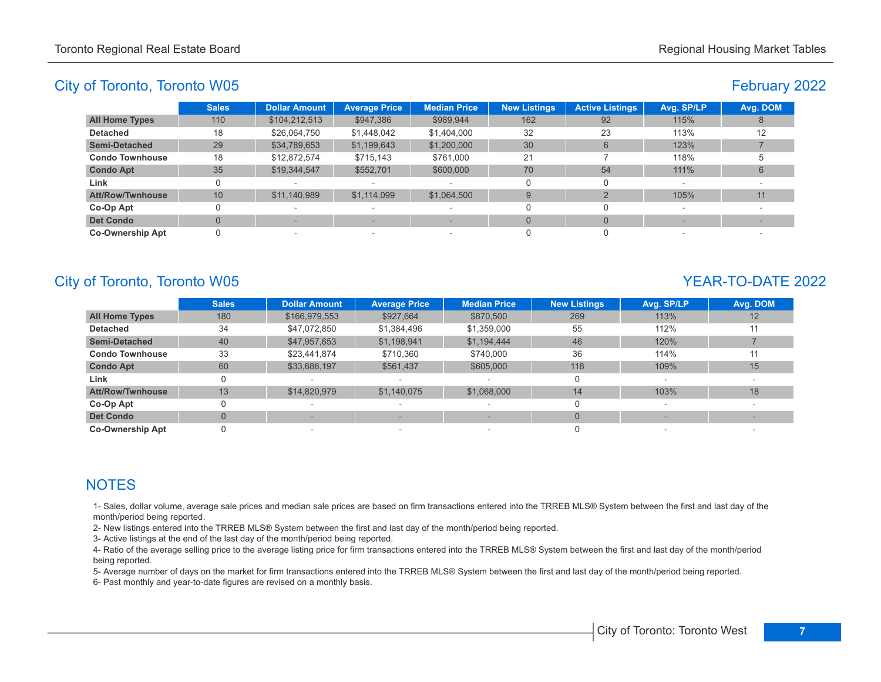## City of Toronto, Toronto W05

## February 2022

| | Sales | Dollar Amount | Average Price | Median Price | New Listings | Active Listings | Avg. SP/LP | Avg. DOM |
|---|---|---|---|---|---|---|---|---|
| **All Home Types** | 110 | $104,212,513 | $947,386 | $989,944 | 162 | 92 | 115% | 8 |
| **Detached** | 18 | $26,064,750 | $1,448,042 | $1,404,000 | 32 | 23 | 113% | 12 |
| **Semi-Detached** | 29 | $34,789,653 | $1,199,643 | $1,200,000 | 30 | 6 | 123% | 7 |
| **Condo Townhouse** | 18 | $12,872,574 | $715,143 | $761,000 | 21 | 7 | 118% | 5 |
| **Condo Apt** | 35 | $19,344,547 | $552,701 | $600,000 | 70 | 54 | 111% | 6 |
| **Link** | 0 | - | - | - | 0 | 0 | - | - |
| **Att/Row/Twnhouse** | 10 | $11,140,989 | $1,114,099 | $1,064,500 | 9 | 2 | 105% | 11 |
| **Co-Op Apt** | 0 | - | - | - | 0 | 0 | - | - |
| **Det Condo** | 0 | - | - | - | 0 | 0 | - | - |
| **Co-Ownership Apt** | 0 | - | - | - | 0 | 0 | - | - |

## City of Toronto, Toronto W05

## YEAR-TO-DATE 2022

| | Sales | Dollar Amount | Average Price | Median Price | New Listings | Avg. SP/LP | Avg. DOM |
|---|---|---|---|---|---|---|---|
| **All Home Types** | 180 | $166,979,553 | $927,664 | $870,500 | 269 | 113% | 12 |
| **Detached** | 34 | $47,072,850 | $1,384,496 | $1,359,000 | 55 | 112% | 11 |
| **Semi-Detached** | 40 | $47,957,653 | $1,198,941 | $1,194,444 | 46 | 120% | 7 |
| **Condo Townhouse** | 33 | $23,441,874 | $710,360 | $740,000 | 36 | 114% | 11 |
| **Condo Apt** | 60 | $33,686,197 | $561,437 | $605,000 | 118 | 109% | 15 |
| **Link** | 0 | - | - | - | 0 | - | - |
| **Att/Row/Twnhouse** | 13 | $14,820,979 | $1,140,075 | $1,068,000 | 14 | 103% | 18 |
| **Co-Op Apt** | 0 | - | - | - | 0 | - | - |
| **Det Condo** | 0 | - | - | - | 0 | - | - |
| **Co-Ownership Apt** | 0 | - | - | - | 0 | - | - |

## NOTES

1- Sales, dollar volume, average sale prices and median sale prices are based on firm transactions entered into the TRREB MLS® System between the first and last day of the month/period being reported.

2- New listings entered into the TRREB MLS® System between the first and last day of the month/period being reported.

3- Active listings at the end of the last day of the month/period being reported.

4- Ratio of the average selling price to the average listing price for firm transactions entered into the TRREB MLS® System between the first and last day of the month/period being reported.

5- Average number of days on the market for firm transactions entered into the TRREB MLS® System between the first and last day of the month/period being reported.

6- Past monthly and year-to-date figures are revised on a monthly basis.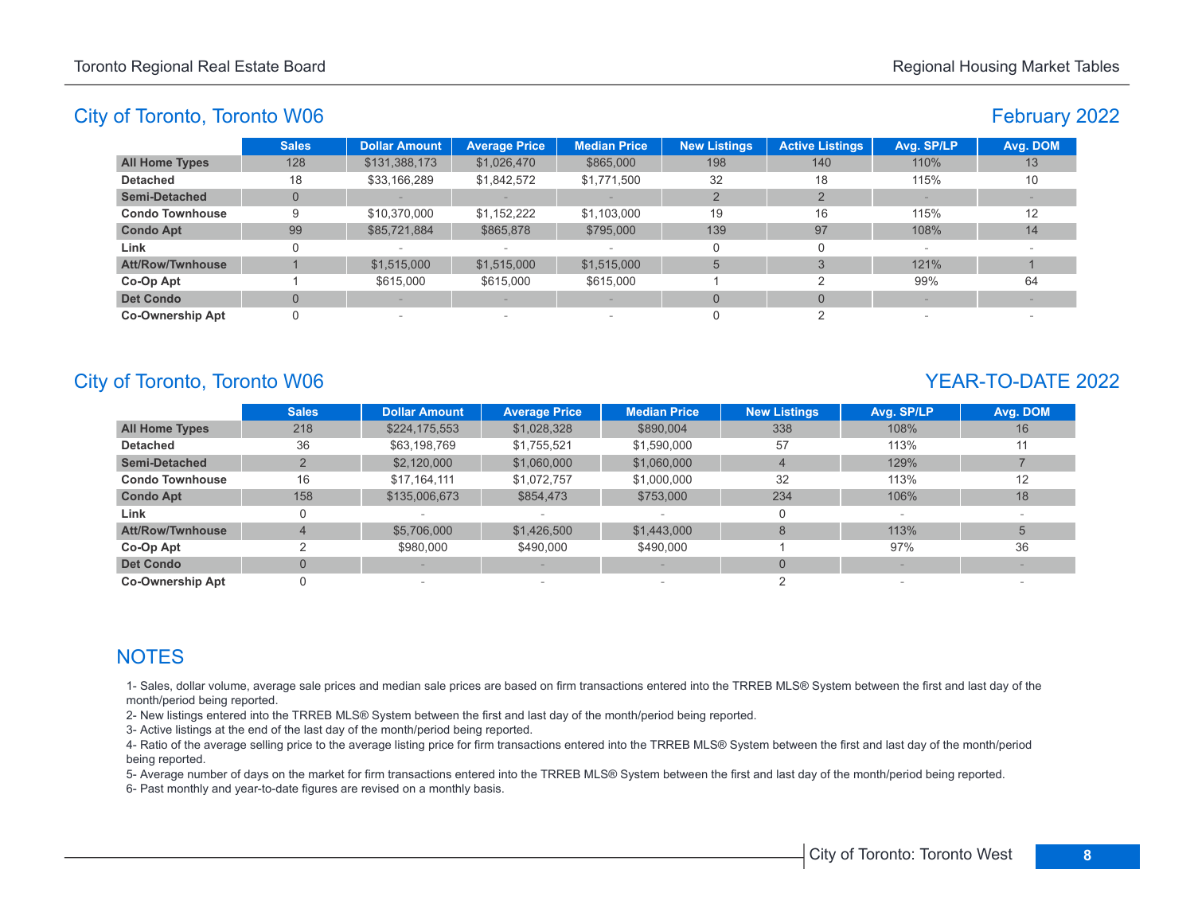## City of Toronto, Toronto W06

## February 2022

| | Sales | Dollar Amount | Average Price | Median Price | New Listings | Active Listings | Avg. SP/LP | Avg. DOM |
|---|---|---|---|---|---|---|---|---|
| **All Home Types** | 128 | $131,388,173 | $1,026,470 | $865,000 | 198 | 140 | 110% | 13 |
| **Detached** | 18 | $33,166,289 | $1,842,572 | $1,771,500 | 32 | 18 | 115% | 10 |
| **Semi-Detached** | 0 | - | - | - | 2 | 2 | - | - |
| **Condo Townhouse** | 9 | $10,370,000 | $1,152,222 | $1,103,000 | 19 | 16 | 115% | 12 |
| **Condo Apt** | 99 | $85,721,884 | $865,878 | $795,000 | 139 | 97 | 108% | 14 |
| **Link** | 0 | - | - | - | 0 | 0 | - | - |
| **Att/Row/Twnhouse** | 1 | $1,515,000 | $1,515,000 | $1,515,000 | 5 | 3 | 121% | 1 |
| **Co-Op Apt** | 1 | $615,000 | $615,000 | $615,000 | 1 | 2 | 99% | 64 |
| **Det Condo** | 0 | - | - | - | 0 | 0 | - | - |
| **Co-Ownership Apt** | 0 | - | - | - | 0 | 2 | - | - |

## City of Toronto, Toronto W06

## YEAR-TO-DATE 2022

| | Sales | Dollar Amount | Average Price | Median Price | New Listings | Avg. SP/LP | Avg. DOM |
|---|---|---|---|---|---|---|---|
| **All Home Types** | 218 | $224,175,553 | $1,028,328 | $890,004 | 338 | 108% | 16 |
| **Detached** | 36 | $63,198,769 | $1,755,521 | $1,590,000 | 57 | 113% | 11 |
| **Semi-Detached** | 2 | $2,120,000 | $1,060,000 | $1,060,000 | 4 | 129% | 7 |
| **Condo Townhouse** | 16 | $17,164,111 | $1,072,757 | $1,000,000 | 32 | 113% | 12 |
| **Condo Apt** | 158 | $135,006,673 | $854,473 | $753,000 | 234 | 106% | 18 |
| **Link** | 0 | - | - | - | 0 | - | - |
| **Att/Row/Twnhouse** | 4 | $5,706,000 | $1,426,500 | $1,443,000 | 8 | 113% | 5 |
| **Co-Op Apt** | 2 | $980,000 | $490,000 | $490,000 | 1 | 97% | 36 |
| **Det Condo** | 0 | - | - | - | 0 | - | - |
| **Co-Ownership Apt** | 0 | - | - | - | 2 | - | - |

## NOTES

1- Sales, dollar volume, average sale prices and median sale prices are based on firm transactions entered into the TRREB MLS® System between the first and last day of the month/period being reported.

2- New listings entered into the TRREB MLS® System between the first and last day of the month/period being reported.

3- Active listings at the end of the last day of the month/period being reported.

4- Ratio of the average selling price to the average listing price for firm transactions entered into the TRREB MLS® System between the first and last day of the month/period being reported.

5- Average number of days on the market for firm transactions entered into the TRREB MLS® System between the first and last day of the month/period being reported.

6- Past monthly and year-to-date figures are revised on a monthly basis.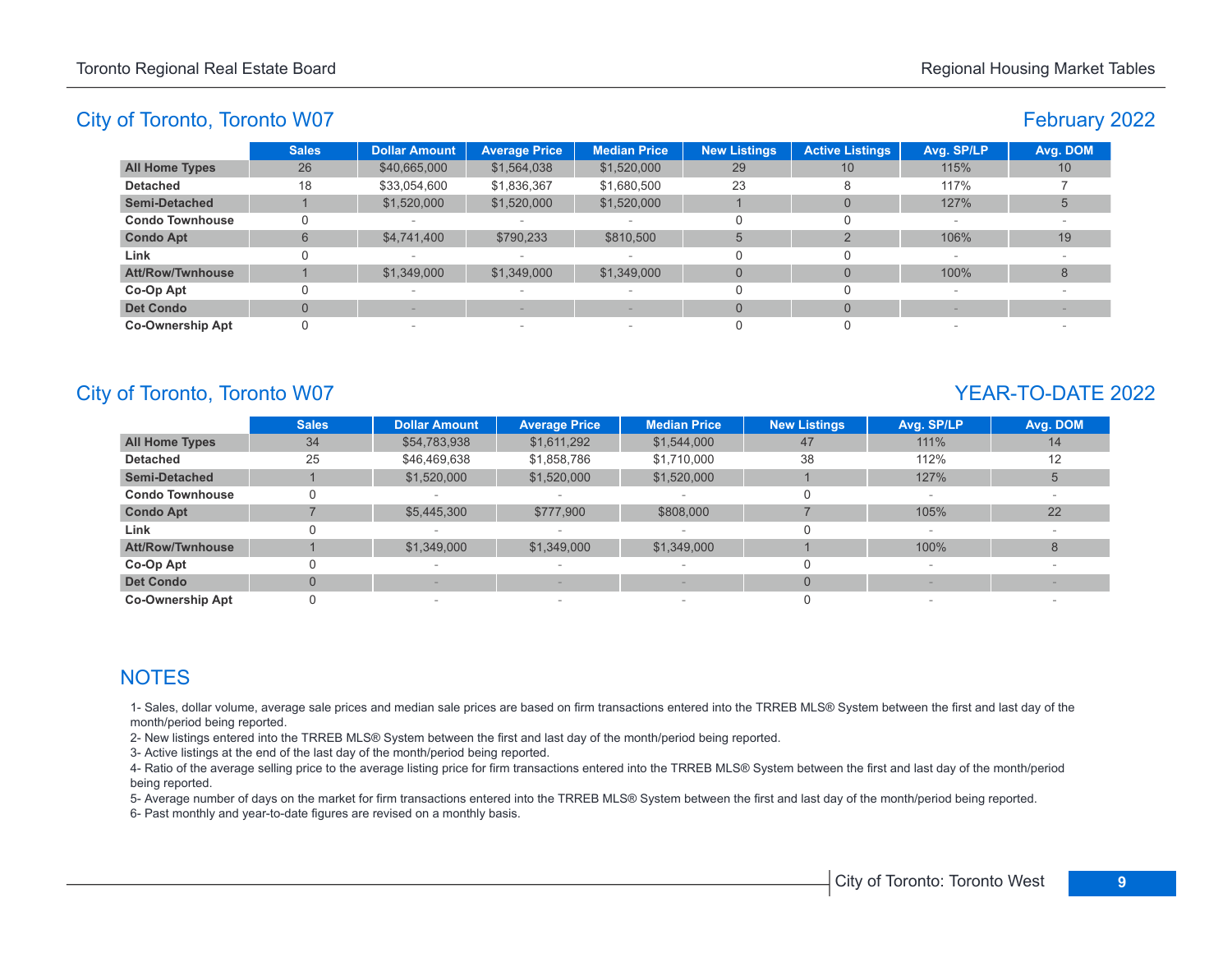## City of Toronto, Toronto W07

## February 2022

| | Sales | Dollar Amount | Average Price | Median Price | New Listings | Active Listings | Avg. SP/LP | Avg. DOM |
|---|---|---|---|---|---|---|---|---|
| **All Home Types** | 26 | $40,665,000 | $1,564,038 | $1,520,000 | 29 | 10 | 115% | 10 |
| **Detached** | 18 | $33,054,600 | $1,836,367 | $1,680,500 | 23 | 8 | 117% | 7 |
| **Semi-Detached** | 1 | $1,520,000 | $1,520,000 | $1,520,000 | 1 | 0 | 127% | 5 |
| **Condo Townhouse** | 0 | - | - | - | 0 | 0 | - | - |
| **Condo Apt** | 6 | $4,741,400 | $790,233 | $810,500 | 5 | 2 | 106% | 19 |
| **Link** | 0 | - | - | - | 0 | 0 | - | - |
| **Att/Row/Twnhouse** | 1 | $1,349,000 | $1,349,000 | $1,349,000 | 0 | 0 | 100% | 8 |
| **Co-Op Apt** | 0 | - | - | - | 0 | 0 | - | - |
| **Det Condo** | 0 | - | - | - | 0 | 0 | - | - |
| **Co-Ownership Apt** | 0 | - | - | - | 0 | 0 | - | - |

## City of Toronto, Toronto W07

## YEAR-TO-DATE 2022

| | Sales | Dollar Amount | Average Price | Median Price | New Listings | Avg. SP/LP | Avg. DOM |
|---|---|---|---|---|---|---|---|
| **All Home Types** | 34 | $54,783,938 | $1,611,292 | $1,544,000 | 47 | 111% | 14 |
| **Detached** | 25 | $46,469,638 | $1,858,786 | $1,710,000 | 38 | 112% | 12 |
| **Semi-Detached** | 1 | $1,520,000 | $1,520,000 | $1,520,000 | 1 | 127% | 5 |
| **Condo Townhouse** | 0 | - | - | - | 0 | - | - |
| **Condo Apt** | 7 | $5,445,300 | $777,900 | $808,000 | 7 | 105% | 22 |
| **Link** | 0 | - | - | - | 0 | - | - |
| **Att/Row/Twnhouse** | 1 | $1,349,000 | $1,349,000 | $1,349,000 | 1 | 100% | 8 |
| **Co-Op Apt** | 0 | - | - | - | 0 | - | - |
| **Det Condo** | 0 | - | - | - | 0 | - | - |
| **Co-Ownership Apt** | 0 | - | - | - | 0 | - | - |

## NOTES

1- Sales, dollar volume, average sale prices and median sale prices are based on firm transactions entered into the TRREB MLS® System between the first and last day of the month/period being reported.

2- New listings entered into the TRREB MLS® System between the first and last day of the month/period being reported.

3- Active listings at the end of the last day of the month/period being reported.

4- Ratio of the average selling price to the average listing price for firm transactions entered into the TRREB MLS® System between the first and last day of the month/period being reported.

5- Average number of days on the market for firm transactions entered into the TRREB MLS® System between the first and last day of the month/period being reported.

6- Past monthly and year-to-date figures are revised on a monthly basis.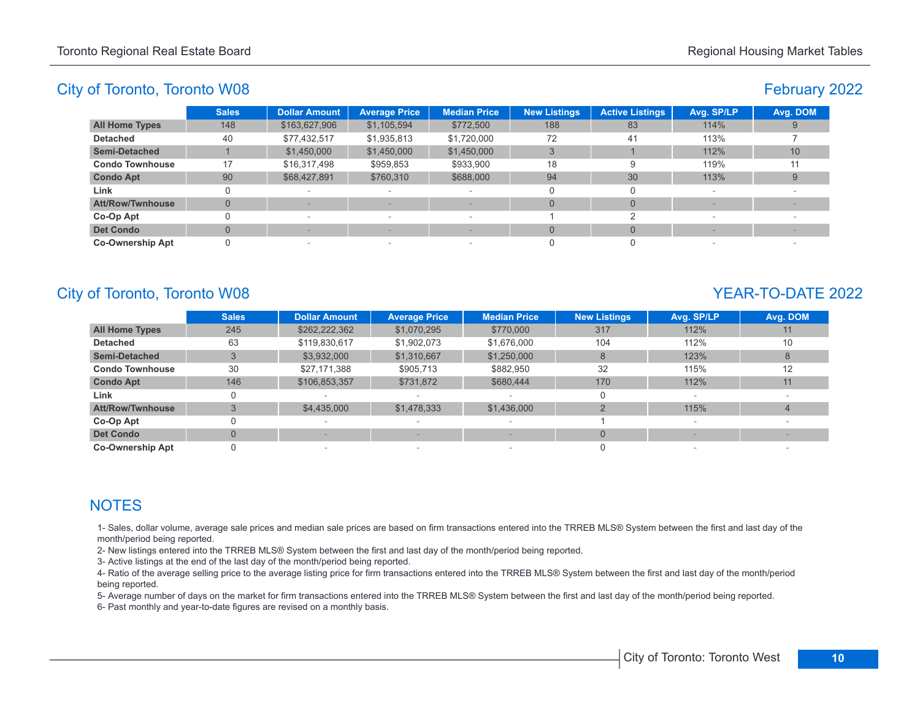## City of Toronto, Toronto W08

## February 2022

| | Sales | Dollar Amount | Average Price | Median Price | New Listings | Active Listings | Avg. SP/LP | Avg. DOM |
|---|---|---|---|---|---|---|---|---|
| **All Home Types** | 148 | $163,627,906 | $1,105,594 | $772,500 | 188 | 83 | 114% | 9 |
| **Detached** | 40 | $77,432,517 | $1,935,813 | $1,720,000 | 72 | 41 | 113% | 7 |
| **Semi-Detached** | 1 | $1,450,000 | $1,450,000 | $1,450,000 | 3 | 1 | 112% | 10 |
| **Condo Townhouse** | 17 | $16,317,498 | $959,853 | $933,900 | 18 | 9 | 119% | 11 |
| **Condo Apt** | 90 | $68,427,891 | $760,310 | $688,000 | 94 | 30 | 113% | 9 |
| **Link** | 0 | - | - | - | 0 | 0 | - | - |
| **Att/Row/Twnhouse** | 0 | - | - | - | 0 | 0 | - | - |
| **Co-Op Apt** | 0 | - | - | - | 1 | 2 | - | - |
| **Det Condo** | 0 | - | - | - | 0 | 0 | - | - |
| **Co-Ownership Apt** | 0 | - | - | - | 0 | 0 | - | - |

## City of Toronto, Toronto W08

## YEAR-TO-DATE 2022

| | Sales | Dollar Amount | Average Price | Median Price | New Listings | Avg. SP/LP | Avg. DOM |
|---|---|---|---|---|---|---|---|
| **All Home Types** | 245 | $262,222,362 | $1,070,295 | $770,000 | 317 | 112% | 11 |
| **Detached** | 63 | $119,830,617 | $1,902,073 | $1,676,000 | 104 | 112% | 10 |
| **Semi-Detached** | 3 | $3,932,000 | $1,310,667 | $1,250,000 | 8 | 123% | 8 |
| **Condo Townhouse** | 30 | $27,171,388 | $905,713 | $882,950 | 32 | 115% | 12 |
| **Condo Apt** | 146 | $106,853,357 | $731,872 | $680,444 | 170 | 112% | 11 |
| **Link** | 0 | - | - | - | 0 | - | - |
| **Att/Row/Twnhouse** | 3 | $4,435,000 | $1,478,333 | $1,436,000 | 2 | 115% | 4 |
| **Co-Op Apt** | 0 | - | - | - | 1 | - | - |
| **Det Condo** | 0 | - | - | - | 0 | - | - |
| **Co-Ownership Apt** | 0 | - | - | - | 0 | - | - |

## NOTES

1- Sales, dollar volume, average sale prices and median sale prices are based on firm transactions entered into the TRREB MLS® System between the first and last day of the month/period being reported.

2- New listings entered into the TRREB MLS® System between the first and last day of the month/period being reported.

3- Active listings at the end of the last day of the month/period being reported.

4- Ratio of the average selling price to the average listing price for firm transactions entered into the TRREB MLS® System between the first and last day of the month/period being reported.

5- Average number of days on the market for firm transactions entered into the TRREB MLS® System between the first and last day of the month/period being reported.

6- Past monthly and year-to-date figures are revised on a monthly basis.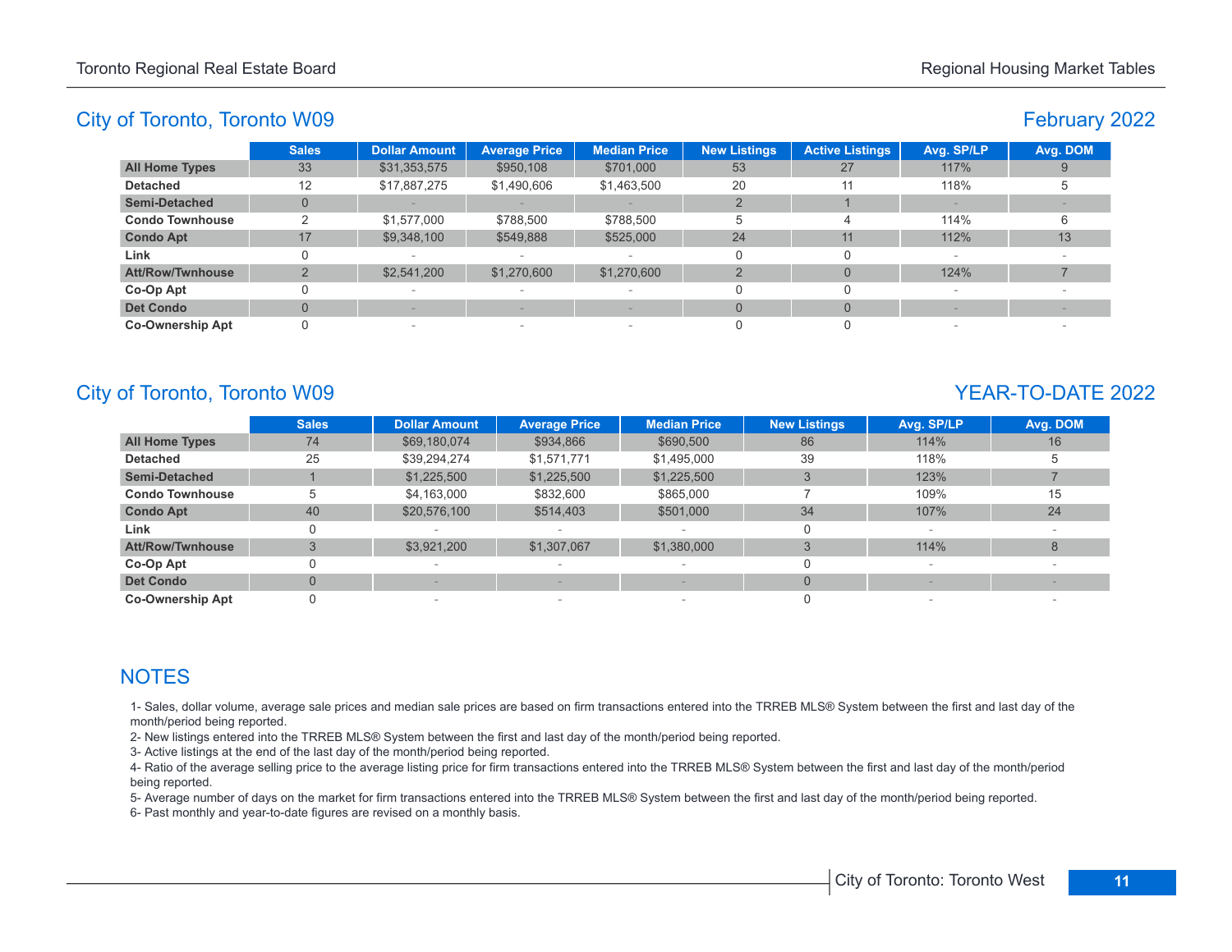## City of Toronto, Toronto W09

### February 2022

| | Sales | Dollar Amount | Average Price | Median Price | New Listings | Active Listings | Avg. SP/LP | Avg. DOM |
|---|---|---|---|---|---|---|---|---|
| **All Home Types** | 33 | $31,353,575 | $950,108 | $701,000 | 53 | 27 | 117% | 9 |
| **Detached** | 12 | $17,887,275 | $1,490,606 | $1,463,500 | 20 | 11 | 118% | 5 |
| **Semi-Detached** | 0 | - | - | - | 2 | 1 | - | - |
| **Condo Townhouse** | 2 | $1,577,000 | $788,500 | $788,500 | 5 | 4 | 114% | 6 |
| **Condo Apt** | 17 | $9,348,100 | $549,888 | $525,000 | 24 | 11 | 112% | 13 |
| **Link** | 0 | - | - | - | 0 | 0 | - | - |
| **Att/Row/Twnhouse** | 2 | $2,541,200 | $1,270,600 | $1,270,600 | 2 | 0 | 124% | 7 |
| **Co-Op Apt** | 0 | - | - | - | 0 | 0 | - | - |
| **Det Condo** | 0 | - | - | - | 0 | 0 | - | - |
| **Co-Ownership Apt** | 0 | - | - | - | 0 | 0 | - | - |

## City of Toronto, Toronto W09

### YEAR-TO-DATE 2022

| | Sales | Dollar Amount | Average Price | Median Price | New Listings | Avg. SP/LP | Avg. DOM |
|---|---|---|---|---|---|---|---|
| **All Home Types** | 74 | $69,180,074 | $934,866 | $690,500 | 86 | 114% | 16 |
| **Detached** | 25 | $39,294,274 | $1,571,771 | $1,495,000 | 39 | 118% | 5 |
| **Semi-Detached** | 1 | $1,225,500 | $1,225,500 | $1,225,500 | 3 | 123% | 7 |
| **Condo Townhouse** | 5 | $4,163,000 | $832,600 | $865,000 | 7 | 109% | 15 |
| **Condo Apt** | 40 | $20,576,100 | $514,403 | $501,000 | 34 | 107% | 24 |
| **Link** | 0 | - | - | - | 0 | - | - |
| **Att/Row/Twnhouse** | 3 | $3,921,200 | $1,307,067 | $1,380,000 | 3 | 114% | 8 |
| **Co-Op Apt** | 0 | - | - | - | 0 | - | - |
| **Det Condo** | 0 | - | - | - | 0 | - | - |
| **Co-Ownership Apt** | 0 | - | - | - | 0 | - | - |

## NOTES

1- Sales, dollar volume, average sale prices and median sale prices are based on firm transactions entered into the TRREB MLS® System between the first and last day of the month/period being reported.

2- New listings entered into the TRREB MLS® System between the first and last day of the month/period being reported.

3- Active listings at the end of the last day of the month/period being reported.

4- Ratio of the average selling price to the average listing price for firm transactions entered into the TRREB MLS® System between the first and last day of the month/period being reported.

5- Average number of days on the market for firm transactions entered into the TRREB MLS® System between the first and last day of the month/period being reported.

6- Past monthly and year-to-date figures are revised on a monthly basis.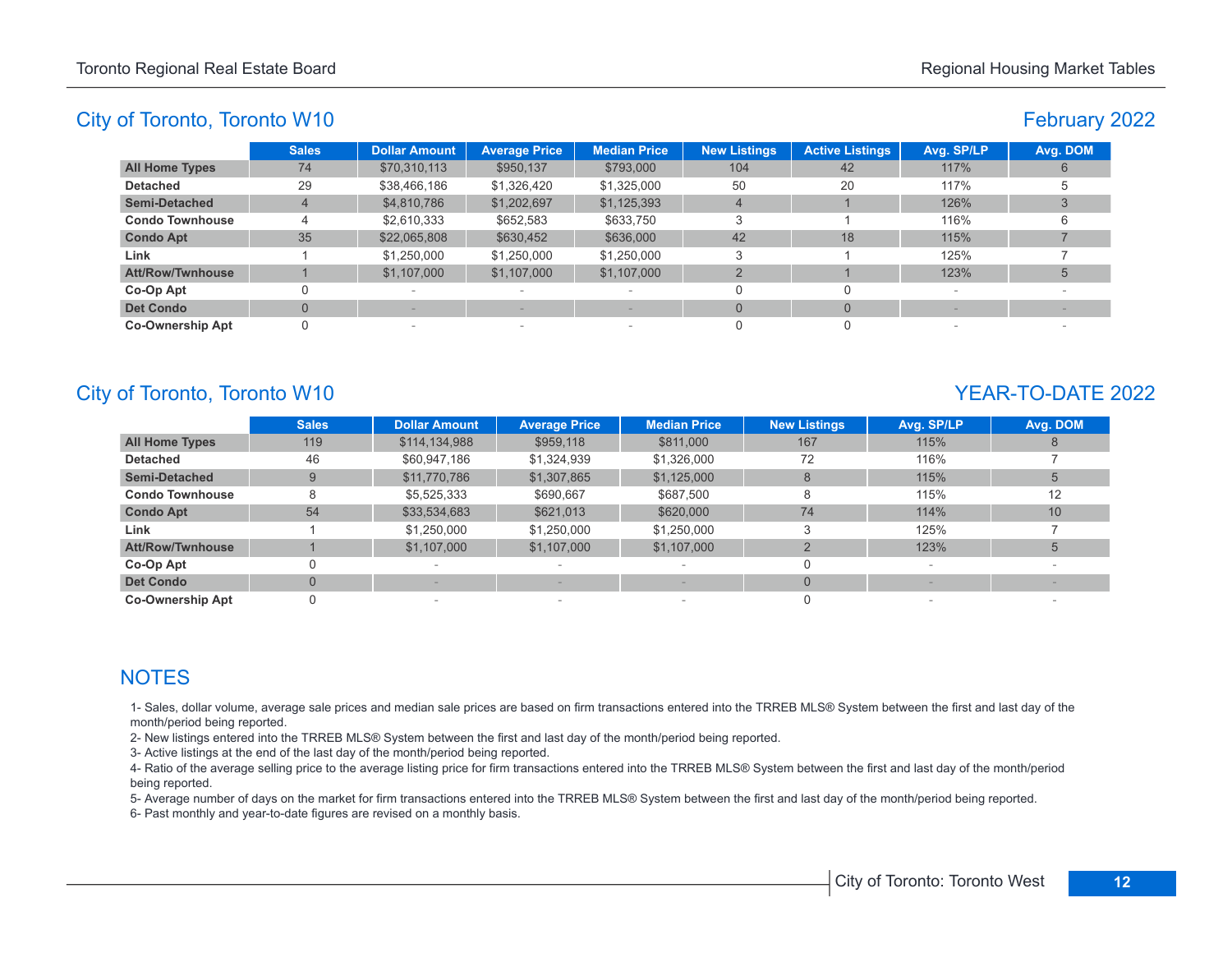## City of Toronto, Toronto W10

## February 2022

| | Sales | Dollar Amount | Average Price | Median Price | New Listings | Active Listings | Avg. SP/LP | Avg. DOM |
|---|---|---|---|---|---|---|---|---|
| **All Home Types** | 74 | $70,310,113 | $950,137 | $793,000 | 104 | 42 | 117% | 6 |
| **Detached** | 29 | $38,466,186 | $1,326,420 | $1,325,000 | 50 | 20 | 117% | 5 |
| **Semi-Detached** | 4 | $4,810,786 | $1,202,697 | $1,125,393 | 4 | 1 | 126% | 3 |
| **Condo Townhouse** | 4 | $2,610,333 | $652,583 | $633,750 | 3 | 1 | 116% | 6 |
| **Condo Apt** | 35 | $22,065,808 | $630,452 | $636,000 | 42 | 18 | 115% | 7 |
| **Link** | 1 | $1,250,000 | $1,250,000 | $1,250,000 | 3 | 1 | 125% | 7 |
| **Att/Row/Twnhouse** | 1 | $1,107,000 | $1,107,000 | $1,107,000 | 2 | 1 | 123% | 5 |
| **Co-Op Apt** | 0 | - | - | - | 0 | 0 | - | - |
| **Det Condo** | 0 | - | - | - | 0 | 0 | - | - |
| **Co-Ownership Apt** | 0 | - | - | - | 0 | 0 | - | - |

## City of Toronto, Toronto W10

## YEAR-TO-DATE 2022

| | Sales | Dollar Amount | Average Price | Median Price | New Listings | Avg. SP/LP | Avg. DOM |
|---|---|---|---|---|---|---|---|
| **All Home Types** | 119 | $114,134,988 | $959,118 | $811,000 | 167 | 115% | 8 |
| **Detached** | 46 | $60,947,186 | $1,324,939 | $1,326,000 | 72 | 116% | 7 |
| **Semi-Detached** | 9 | $11,770,786 | $1,307,865 | $1,125,000 | 8 | 115% | 5 |
| **Condo Townhouse** | 8 | $5,525,333 | $690,667 | $687,500 | 8 | 115% | 12 |
| **Condo Apt** | 54 | $33,534,683 | $621,013 | $620,000 | 74 | 114% | 10 |
| **Link** | 1 | $1,250,000 | $1,250,000 | $1,250,000 | 3 | 125% | 7 |
| **Att/Row/Twnhouse** | 1 | $1,107,000 | $1,107,000 | $1,107,000 | 2 | 123% | 5 |
| **Co-Op Apt** | 0 | - | - | - | 0 | - | - |
| **Det Condo** | 0 | - | - | - | 0 | - | - |
| **Co-Ownership Apt** | 0 | - | - | - | 0 | - | - |

## NOTES

1- Sales, dollar volume, average sale prices and median sale prices are based on firm transactions entered into the TRREB MLS® System between the first and last day of the month/period being reported.
2- New listings entered into the TRREB MLS® System between the first and last day of the month/period being reported.
3- Active listings at the end of the last day of the month/period being reported.
4- Ratio of the average selling price to the average listing price for firm transactions entered into the TRREB MLS® System between the first and last day of the month/period being reported.
5- Average number of days on the market for firm transactions entered into the TRREB MLS® System between the first and last day of the month/period being reported.
6- Past monthly and year-to-date figures are revised on a monthly basis.